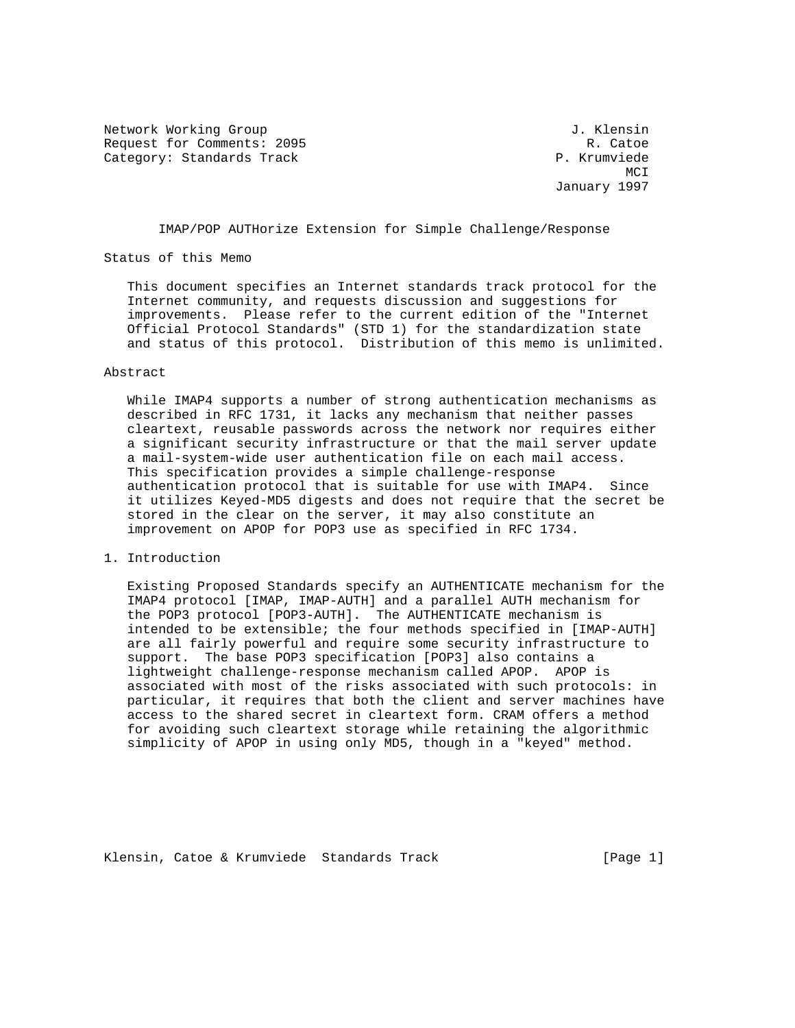Network Working Group J. Klensin
Request for Comments: 2095 R. Catoe
Category: Standards Track P. Krumviede
MCI
January 1997

# IMAP/POP AUTHorize Extension for Simple Challenge/Response

## Status of this Memo

This document specifies an Internet standards track protocol for the Internet community, and requests discussion and suggestions for improvements. Please refer to the current edition of the "Internet Official Protocol Standards" (STD 1) for the standardization state and status of this protocol. Distribution of this memo is unlimited.

## Abstract

While IMAP4 supports a number of strong authentication mechanisms as described in RFC 1731, it lacks any mechanism that neither passes cleartext, reusable passwords across the network nor requires either a significant security infrastructure or that the mail server update a mail-system-wide user authentication file on each mail access. This specification provides a simple challenge-response authentication protocol that is suitable for use with IMAP4. Since it utilizes Keyed-MD5 digests and does not require that the secret be stored in the clear on the server, it may also constitute an improvement on APOP for POP3 use as specified in RFC 1734.

## 1. Introduction

Existing Proposed Standards specify an AUTHENTICATE mechanism for the IMAP4 protocol [IMAP, IMAP-AUTH] and a parallel AUTH mechanism for the POP3 protocol [POP3-AUTH]. The AUTHENTICATE mechanism is intended to be extensible; the four methods specified in [IMAP-AUTH] are all fairly powerful and require some security infrastructure to support. The base POP3 specification [POP3] also contains a lightweight challenge-response mechanism called APOP. APOP is associated with most of the risks associated with such protocols: in particular, it requires that both the client and server machines have access to the shared secret in cleartext form. CRAM offers a method for avoiding such cleartext storage while retaining the algorithmic simplicity of APOP in using only MD5, though in a "keyed" method.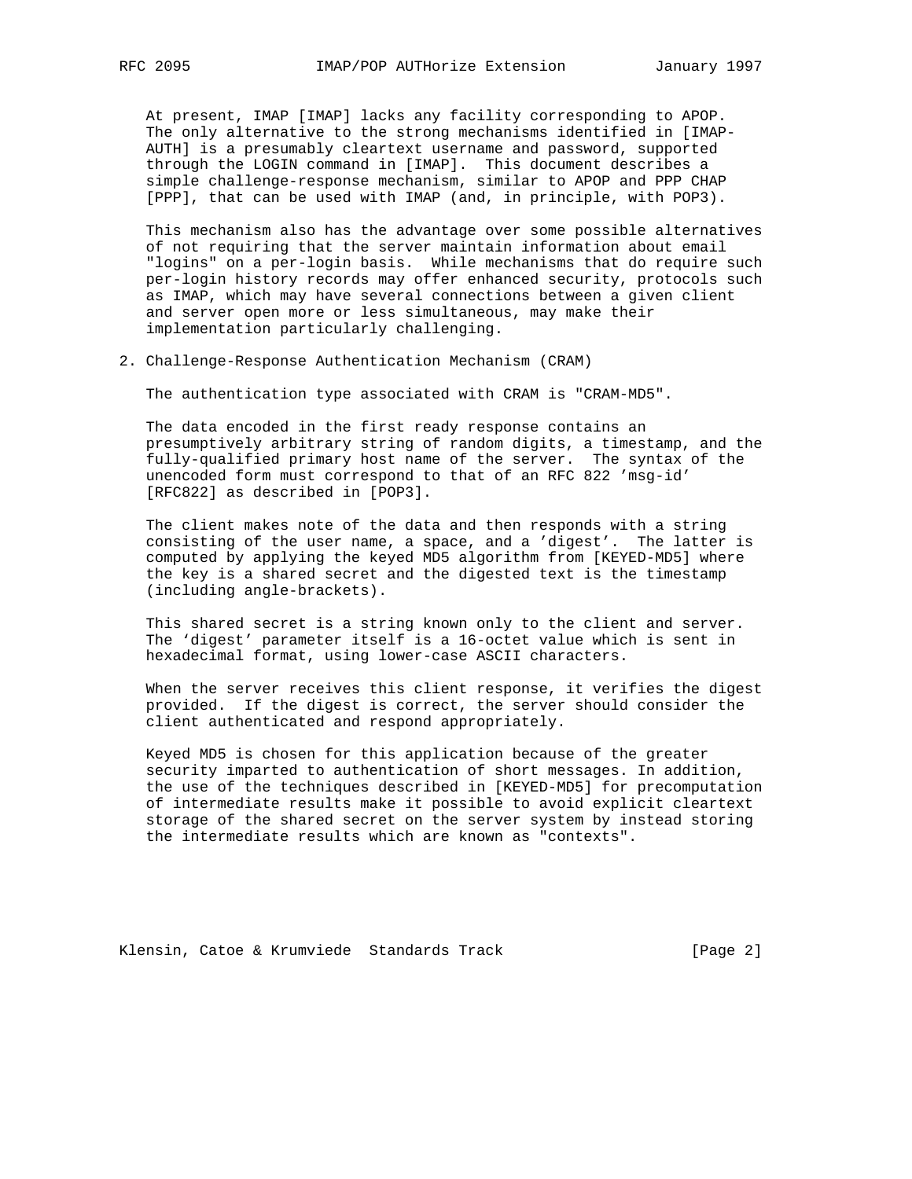At present, IMAP [IMAP] lacks any facility corresponding to APOP. The only alternative to the strong mechanisms identified in [IMAP-AUTH] is a presumably cleartext username and password, supported through the LOGIN command in [IMAP]. This document describes a simple challenge-response mechanism, similar to APOP and PPP CHAP [PPP], that can be used with IMAP (and, in principle, with POP3).

This mechanism also has the advantage over some possible alternatives of not requiring that the server maintain information about email "logins" on a per-login basis. While mechanisms that do require such per-login history records may offer enhanced security, protocols such as IMAP, which may have several connections between a given client and server open more or less simultaneous, may make their implementation particularly challenging.

## 2. Challenge-Response Authentication Mechanism (CRAM)

The authentication type associated with CRAM is "CRAM-MD5".

The data encoded in the first ready response contains an presumptively arbitrary string of random digits, a timestamp, and the fully-qualified primary host name of the server. The syntax of the unencoded form must correspond to that of an RFC 822 'msg-id' [RFC822] as described in [POP3].

The client makes note of the data and then responds with a string consisting of the user name, a space, and a 'digest'. The latter is computed by applying the keyed MD5 algorithm from [KEYED-MD5] where the key is a shared secret and the digested text is the timestamp (including angle-brackets).

This shared secret is a string known only to the client and server. The 'digest' parameter itself is a 16-octet value which is sent in hexadecimal format, using lower-case ASCII characters.

When the server receives this client response, it verifies the digest provided. If the digest is correct, the server should consider the client authenticated and respond appropriately.

Keyed MD5 is chosen for this application because of the greater security imparted to authentication of short messages. In addition, the use of the techniques described in [KEYED-MD5] for precomputation of intermediate results make it possible to avoid explicit cleartext storage of the shared secret on the server system by instead storing the intermediate results which are known as "contexts".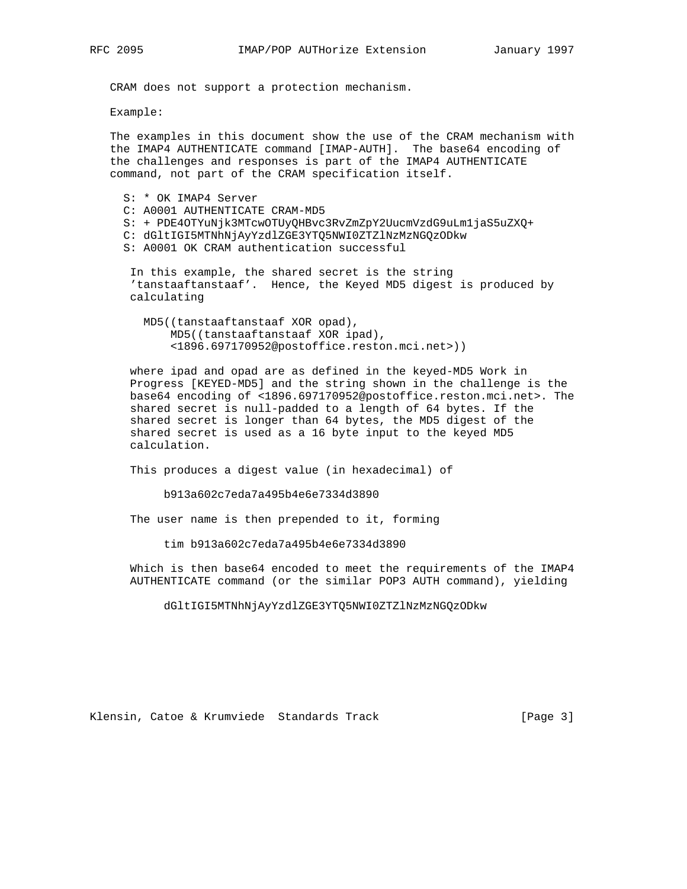CRAM does not support a protection mechanism.

Example:

The examples in this document show the use of the CRAM mechanism with the IMAP4 AUTHENTICATE command [IMAP-AUTH]. The base64 encoding of the challenges and responses is part of the IMAP4 AUTHENTICATE command, not part of the CRAM specification itself.

```
S: * OK IMAP4 Server
C: A0001 AUTHENTICATE CRAM-MD5
S: + PDE4OTYuNjk3MTcwOTUyQHBvc3RvZmZpY2UucmVzdG9uLm1jaS5uZXQ+
C: dGltIGI5MTNhNjAyYzdlZGE3YTQ5NWI0ZTZlNzMzNGQzODkw
S: A0001 OK CRAM authentication successful
```

In this example, the shared secret is the string 'tanstaaftanstaaf'. Hence, the Keyed MD5 digest is produced by calculating

```
MD5((tanstaaftanstaaf XOR opad),
    MD5((tanstaaftanstaaf XOR ipad),
    <1896.697170952@postoffice.reston.mci.net>))
```

where ipad and opad are as defined in the keyed-MD5 Work in Progress [KEYED-MD5] and the string shown in the challenge is the base64 encoding of <1896.697170952@postoffice.reston.mci.net>. The shared secret is null-padded to a length of 64 bytes. If the shared secret is longer than 64 bytes, the MD5 digest of the shared secret is used as a 16 byte input to the keyed MD5 calculation.

This produces a digest value (in hexadecimal) of

```
b913a602c7eda7a495b4e6e7334d3890
```

The user name is then prepended to it, forming

```
tim b913a602c7eda7a495b4e6e7334d3890
```

Which is then base64 encoded to meet the requirements of the IMAP4 AUTHENTICATE command (or the similar POP3 AUTH command), yielding

```
dGltIGI5MTNhNjAyYzdlZGE3YTQ5NWI0ZTZlNzMzNGQzODkw
```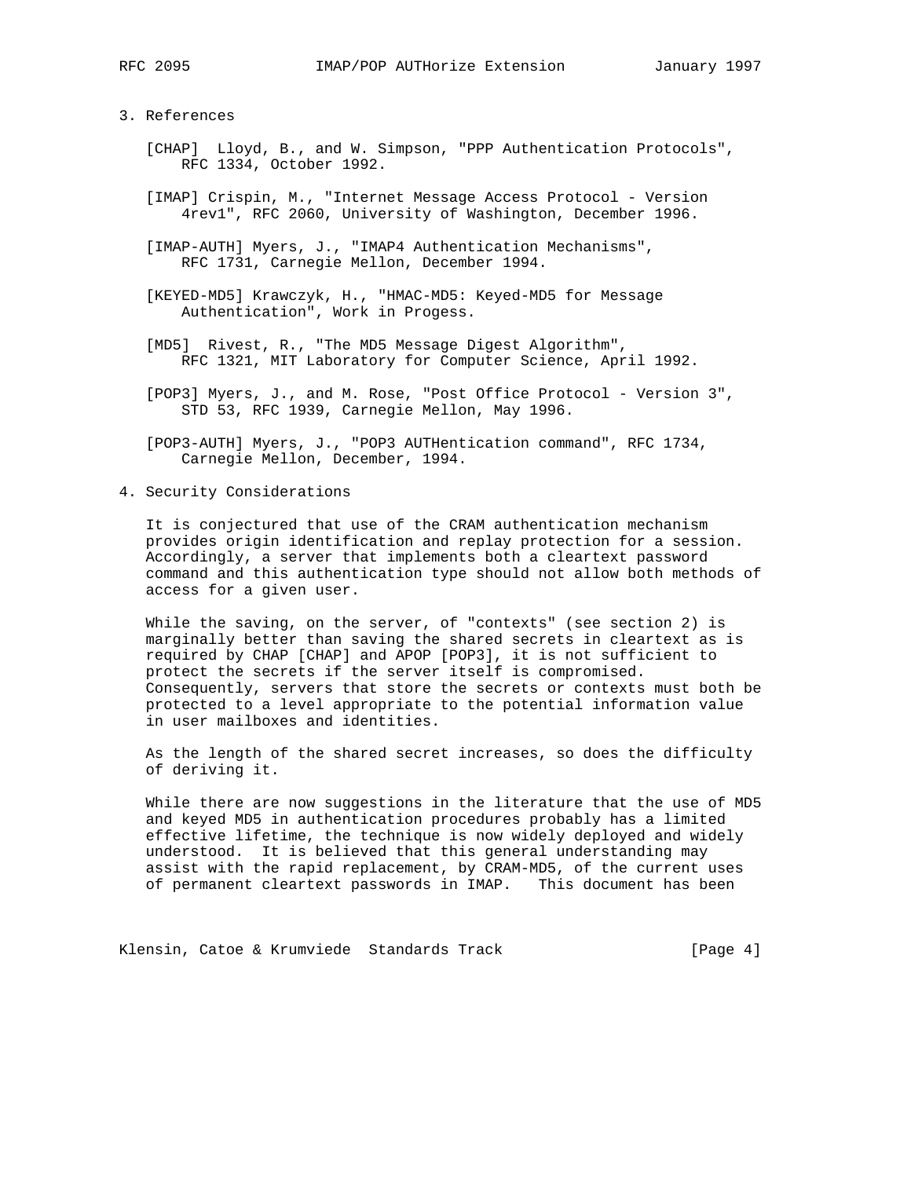## 3. References

[CHAP] Lloyd, B., and W. Simpson, "PPP Authentication Protocols", RFC 1334, October 1992.

[IMAP] Crispin, M., "Internet Message Access Protocol - Version 4rev1", RFC 2060, University of Washington, December 1996.

[IMAP-AUTH] Myers, J., "IMAP4 Authentication Mechanisms", RFC 1731, Carnegie Mellon, December 1994.

[KEYED-MD5] Krawczyk, H., "HMAC-MD5: Keyed-MD5 for Message Authentication", Work in Progess.

[MD5] Rivest, R., "The MD5 Message Digest Algorithm", RFC 1321, MIT Laboratory for Computer Science, April 1992.

[POP3] Myers, J., and M. Rose, "Post Office Protocol - Version 3", STD 53, RFC 1939, Carnegie Mellon, May 1996.

[POP3-AUTH] Myers, J., "POP3 AUTHentication command", RFC 1734, Carnegie Mellon, December, 1994.

## 4. Security Considerations

It is conjectured that use of the CRAM authentication mechanism provides origin identification and replay protection for a session. Accordingly, a server that implements both a cleartext password command and this authentication type should not allow both methods of access for a given user.

While the saving, on the server, of "contexts" (see section 2) is marginally better than saving the shared secrets in cleartext as is required by CHAP [CHAP] and APOP [POP3], it is not sufficient to protect the secrets if the server itself is compromised. Consequently, servers that store the secrets or contexts must both be protected to a level appropriate to the potential information value in user mailboxes and identities.

As the length of the shared secret increases, so does the difficulty of deriving it.

While there are now suggestions in the literature that the use of MD5 and keyed MD5 in authentication procedures probably has a limited effective lifetime, the technique is now widely deployed and widely understood. It is believed that this general understanding may assist with the rapid replacement, by CRAM-MD5, of the current uses of permanent cleartext passwords in IMAP. This document has been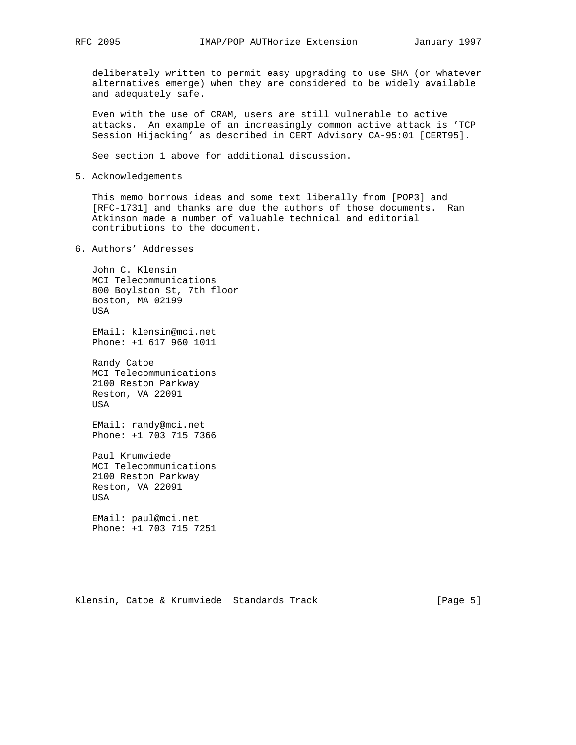deliberately written to permit easy upgrading to use SHA (or whatever alternatives emerge) when they are considered to be widely available and adequately safe.

Even with the use of CRAM, users are still vulnerable to active attacks. An example of an increasingly common active attack is 'TCP Session Hijacking' as described in CERT Advisory CA-95:01 [CERT95].

See section 1 above for additional discussion.

## 5. Acknowledgements

This memo borrows ideas and some text liberally from [POP3] and [RFC-1731] and thanks are due the authors of those documents. Ran Atkinson made a number of valuable technical and editorial contributions to the document.

## 6. Authors' Addresses

John C. Klensin
MCI Telecommunications
800 Boylston St, 7th floor
Boston, MA 02199
USA

EMail: klensin@mci.net
Phone: +1 617 960 1011

Randy Catoe
MCI Telecommunications
2100 Reston Parkway
Reston, VA 22091
USA

EMail: randy@mci.net
Phone: +1 703 715 7366

Paul Krumviede
MCI Telecommunications
2100 Reston Parkway
Reston, VA 22091
USA

EMail: paul@mci.net
Phone: +1 703 715 7251